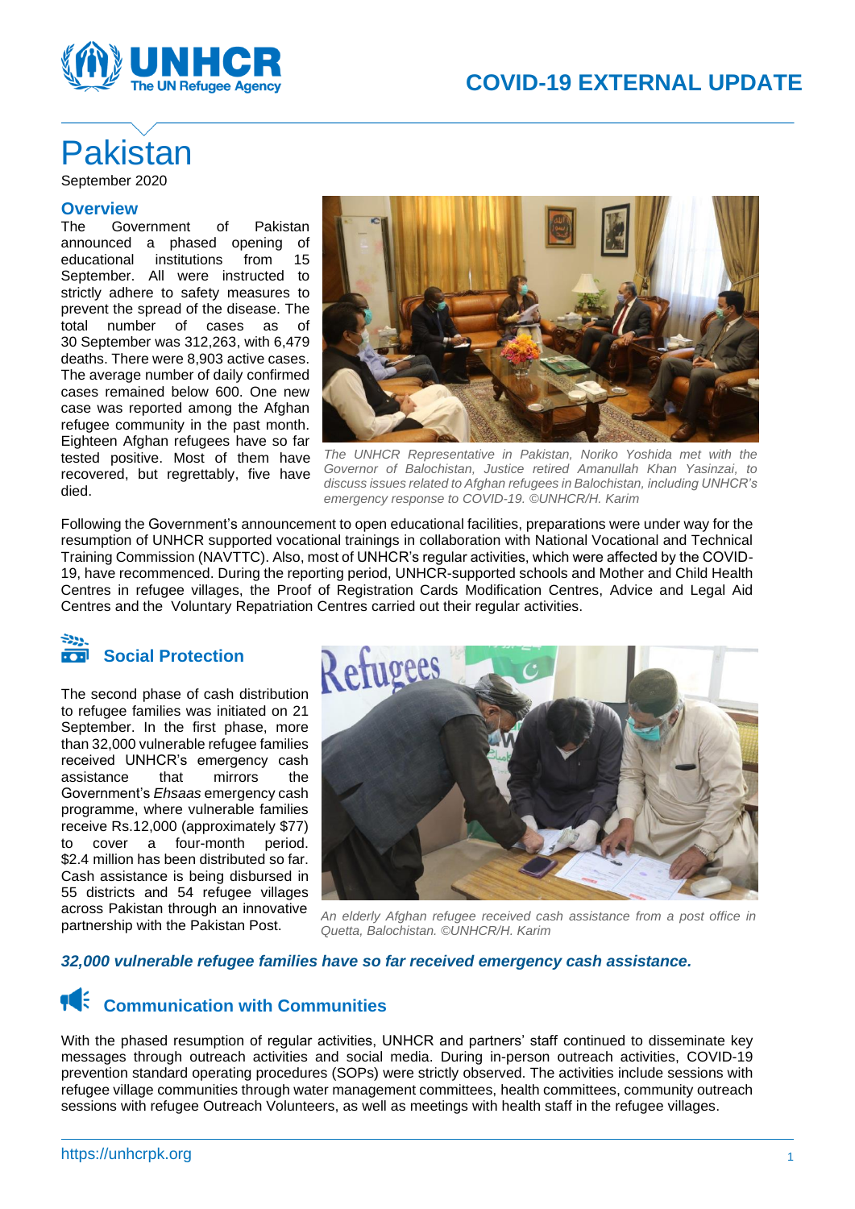# COVID-19 EXTERNAL UPDATE

# Pakistan

September 2020

## Overview

The Government of Pakistan announced a phased opening of educational institutions from 15 September. All were instructed to strictly adhere to safety measures to prevent the spread of the disease. The total number of cases as of 30 September was 312,263, with 6,479 deaths. There were 8,903 active cases. The average number of daily confirmed cases remained below 600. One new case was reported among the Afghan refugee community in the past month. Eighteen Afghan refugees have so far tested positive. Most of them have recovered, but regrettably, five have died.

*The UNHCR Representative in Pakistan, Noriko Yoshida met with the Governor of Balochistan, Justice retired Amanullah Khan Yasinzai, to discuss issues related to Afghan refugees in Balochistan, including UNHCR's emergency response to COVID-19. ©UNHCR/H. Karim*

Following the Government's announcement to open educational facilities, preparations were under way for the resumption of UNHCR supported vocational trainings in collaboration with National Vocational and Technical Training Commission (NAVTTC). Also, most of UNHCR's regular activities, which were affected by the COVID-19, have recommenced. During the reporting period, UNHCR-supported schools and Mother and Child Health Centres in refugee villages, the Proof of Registration Cards Modification Centres, Advice and Legal Aid Centres and the Voluntary Repatriation Centres carried out their regular activities.

## Social Protection

The second phase of cash distribution to refugee families was initiated on 21 September. In the first phase, more than 32,000 vulnerable refugee families received UNHCR's emergency cash assistance that mirrors the Government's *Ehsaas* emergency cash programme, where vulnerable families receive Rs.12,000 (approximately $77) to cover a four-month period. $2.4 million has been distributed so far. Cash assistance is being disbursed in 55 districts and 54 refugee villages across Pakistan through an innovative partnership with the Pakistan Post.

*An elderly Afghan refugee received cash assistance from a post office in Quetta, Balochistan. ©UNHCR/H. Karim*

***32,000 vulnerable refugee families have so far received emergency cash assistance.***

## Communication with Communities

With the phased resumption of regular activities, UNHCR and partners' staff continued to disseminate key messages through outreach activities and social media. During in-person outreach activities, COVID-19 prevention standard operating procedures (SOPs) were strictly observed. The activities include sessions with refugee village communities through water management committees, health committees, community outreach sessions with refugee Outreach Volunteers, as well as meetings with health staff in the refugee villages.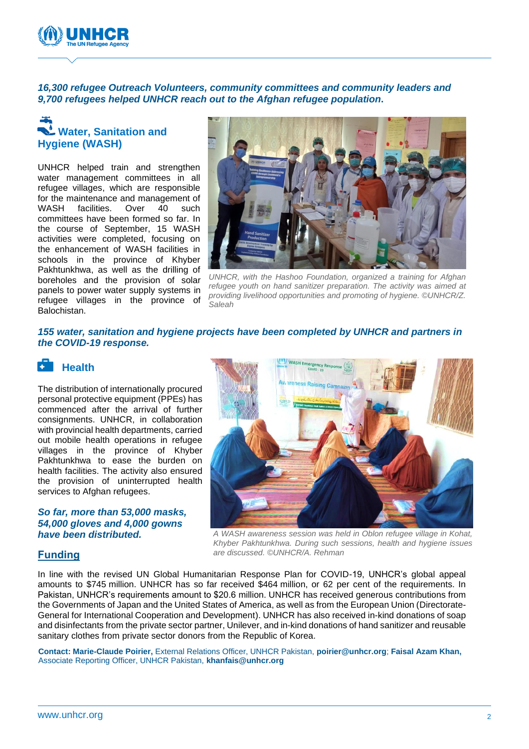***16,300 refugee Outreach Volunteers, community committees and community leaders and 9,700 refugees helped UNHCR reach out to the Afghan refugee population.***

## Water, Sanitation and Hygiene (WASH)

UNHCR helped train and strengthen water management committees in all refugee villages, which are responsible for the maintenance and management of WASH facilities. Over 40 such committees have been formed so far. In the course of September, 15 WASH activities were completed, focusing on the enhancement of WASH facilities in schools in the province of Khyber Pakhtunkhwa, as well as the drilling of boreholes and the provision of solar panels to power water supply systems in refugee villages in the province of Balochistan.

*UNHCR, with the Hashoo Foundation, organized a training for Afghan refugee youth on hand sanitizer preparation. The activity was aimed at providing livelihood opportunities and promoting of hygiene. ©UNHCR/Z. Saleah*

***155 water, sanitation and hygiene projects have been completed by UNHCR and partners in the COVID-19 response.***

## Health

The distribution of internationally procured personal protective equipment (PPEs) has commenced after the arrival of further consignments. UNHCR, in collaboration with provincial health departments, carried out mobile health operations in refugee villages in the province of Khyber Pakhtunkhwa to ease the burden on health facilities. The activity also ensured the provision of uninterrupted health services to Afghan refugees.

***So far, more than 53,000 masks, 54,000 gloves and 4,000 gowns have been distributed.***

*A WASH awareness session was held in Oblon refugee village in Kohat, Khyber Pakhtunkhwa. During such sessions, health and hygiene issues are discussed. ©UNHCR/A. Rehman*

## Funding

In line with the revised UN Global Humanitarian Response Plan for COVID-19, UNHCR's global appeal amounts to $745 million. UNHCR has so far received $464 million, or 62 per cent of the requirements. In Pakistan, UNHCR's requirements amount to $20.6 million. UNHCR has received generous contributions from the Governments of Japan and the United States of America, as well as from the European Union (Directorate-General for International Cooperation and Development). UNHCR has also received in-kind donations of soap and disinfectants from the private sector partner, Unilever, and in-kind donations of hand sanitizer and reusable sanitary clothes from private sector donors from the Republic of Korea.

**Contact: Marie-Claude Poirier,** External Relations Officer, UNHCR Pakistan, **poirier@unhcr.org**; **Faisal Azam Khan,** Associate Reporting Officer, UNHCR Pakistan, **khanfais@unhcr.org**